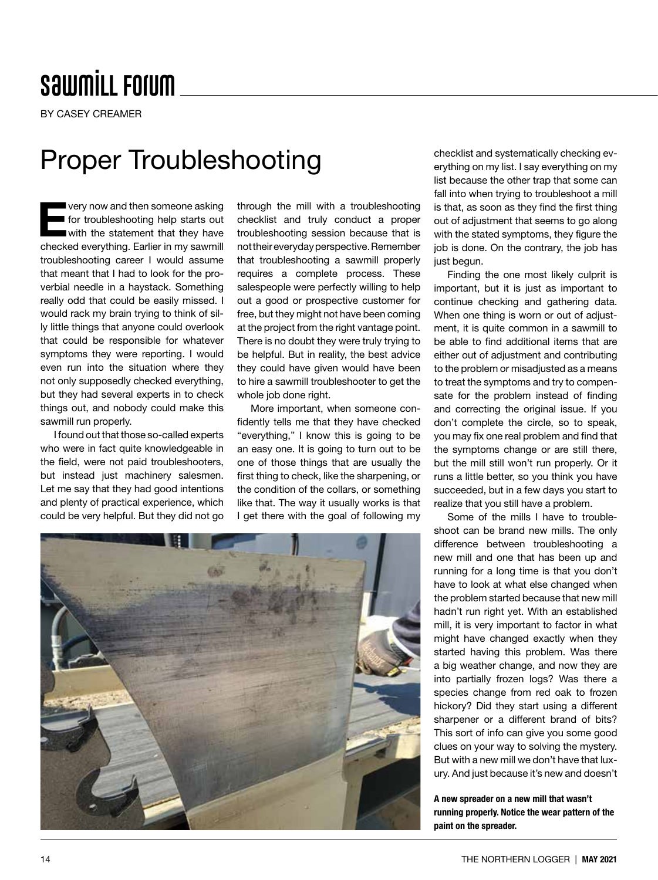# Sawmill Forum

BY CASEY CREAMER

## Proper Troubleshooting

Every now and then someone asking for troubleshooting help starts out with the statement that they have checked everything. Earlier in my sawmill troubleshooting career I would assume that meant that I had to look for the proverbial needle in a haystack. Something really odd that could be easily missed. I would rack my brain trying to think of silly little things that anyone could overlook that could be responsible for whatever symptoms they were reporting. I would even run into the situation where they not only supposedly checked everything, but they had several experts in to check things out, and nobody could make this sawmill run properly.

I found out that those so-called experts who were in fact quite knowledgeable in the field, were not paid troubleshooters, but instead just machinery salesmen. Let me say that they had good intentions and plenty of practical experience, which could be very helpful. But they did not go through the mill with a troubleshooting checklist and truly conduct a proper troubleshooting session because that is not their everyday perspective. Remember that troubleshooting a sawmill properly requires a complete process. These salespeople were perfectly willing to help out a good or prospective customer for free, but they might not have been coming at the project from the right vantage point. There is no doubt they were truly trying to be helpful. But in reality, the best advice they could have given would have been to hire a sawmill troubleshooter to get the whole job done right.

More important, when someone confidently tells me that they have checked "everything," I know this is going to be an easy one. It is going to turn out to be one of those things that are usually the first thing to check, like the sharpening, or the condition of the collars, or something like that. The way it usually works is that I get there with the goal of following my checklist and systematically checking everything on my list. I say everything on my list because the other trap that some can fall into when trying to troubleshoot a mill is that, as soon as they find the first thing out of adjustment that seems to go along with the stated symptoms, they figure the job is done. On the contrary, the job has just begun.

Finding the one most likely culprit is important, but it is just as important to continue checking and gathering data. When one thing is worn or out of adjustment, it is quite common in a sawmill to be able to find additional items that are either out of adjustment and contributing to the problem or misadjusted as a means to treat the symptoms and try to compensate for the problem instead of finding and correcting the original issue. If you don't complete the circle, so to speak, you may fix one real problem and find that the symptoms change or are still there, but the mill still won't run properly. Or it runs a little better, so you think you have succeeded, but in a few days you start to realize that you still have a problem.

Some of the mills I have to troubleshoot can be brand new mills. The only difference between troubleshooting a new mill and one that has been up and running for a long time is that you don't have to look at what else changed when the problem started because that new mill hadn't run right yet. With an established mill, it is very important to factor in what might have changed exactly when they started having this problem. Was there a big weather change, and now they are into partially frozen logs? Was there a species change from red oak to frozen hickory? Did they start using a different sharpener or a different brand of bits? This sort of info can give you some good clues on your way to solving the mystery. But with a new mill we don't have that luxury. And just because it's new and doesn't

**A new spreader on a new mill that wasn't running properly. Notice the wear pattern of the paint on the spreader.**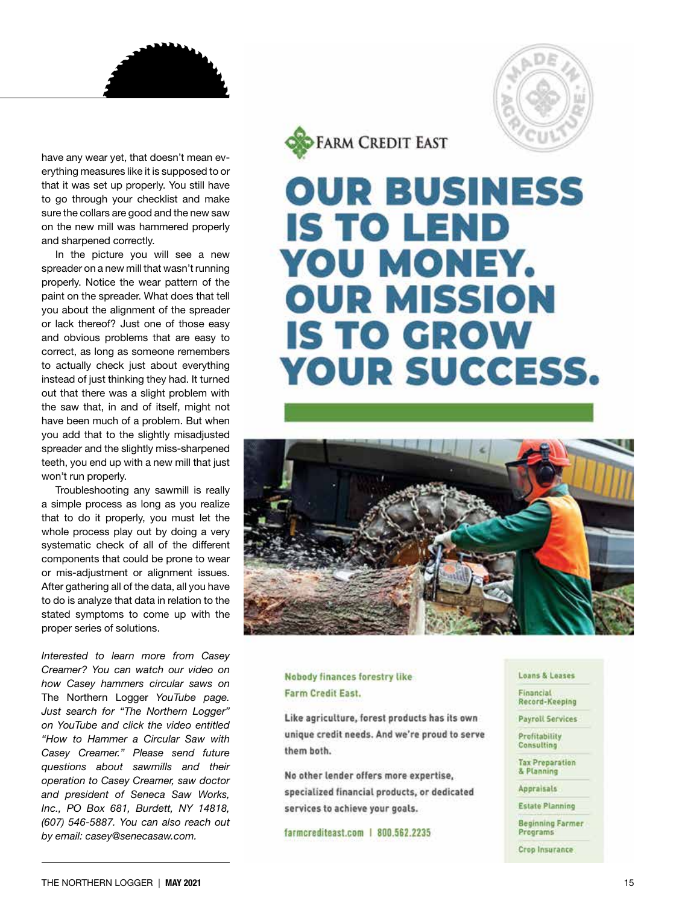have any wear yet, that doesn't mean everything measures like it is supposed to or that it was set up properly. You still have to go through your checklist and make sure the collars are good and the new saw on the new mill was hammered properly and sharpened correctly.

In the picture you will see a new spreader on a new mill that wasn't running properly. Notice the wear pattern of the paint on the spreader. What does that tell you about the alignment of the spreader or lack thereof? Just one of those easy and obvious problems that are easy to correct, as long as someone remembers to actually check just about everything instead of just thinking they had. It turned out that there was a slight problem with the saw that, in and of itself, might not have been much of a problem. But when you add that to the slightly misadjusted spreader and the slightly miss-sharpened teeth, you end up with a new mill that just won't run properly.

Troubleshooting any sawmill is really a simple process as long as you realize that to do it properly, you must let the whole process play out by doing a very systematic check of all of the different components that could be prone to wear or mis-adjustment or alignment issues. After gathering all of the data, all you have to do is analyze that data in relation to the stated symptoms to come up with the proper series of solutions.

*Interested to learn more from Casey Creamer? You can watch our video on how Casey hammers circular saws on* The Northern Logger *YouTube page. Just search for "The Northern Logger" on YouTube and click the video entitled "How to Hammer a Circular Saw with Casey Creamer." Please send future questions about sawmills and their operation to Casey Creamer, saw doctor and president of Seneca Saw Works, Inc., PO Box 681, Burdett, NY 14818, (607) 546-5887. You can also reach out by email: casey@senecasaw.com.*

---

MADE IN AGRICULTURE

FARM CREDIT EAST

# OUR BUSINESS IS TO LEND YOU MONEY. OUR MISSION IS TO GROW YOUR SUCCESS.

**Nobody finances forestry like Farm Credit East.**

Like agriculture, forest products has its own unique credit needs. And we're proud to serve them both.

No other lender offers more expertise, specialized financial products, or dedicated services to achieve your goals.

farmcrediteast.com | 800.562.2235

- Loans & Leases
- Financial Record-Keeping
- Payroll Services
- Profitability Consulting
- Tax Preparation & Planning
- Appraisals
- Estate Planning
- Beginning Farmer Programs
- Crop Insurance